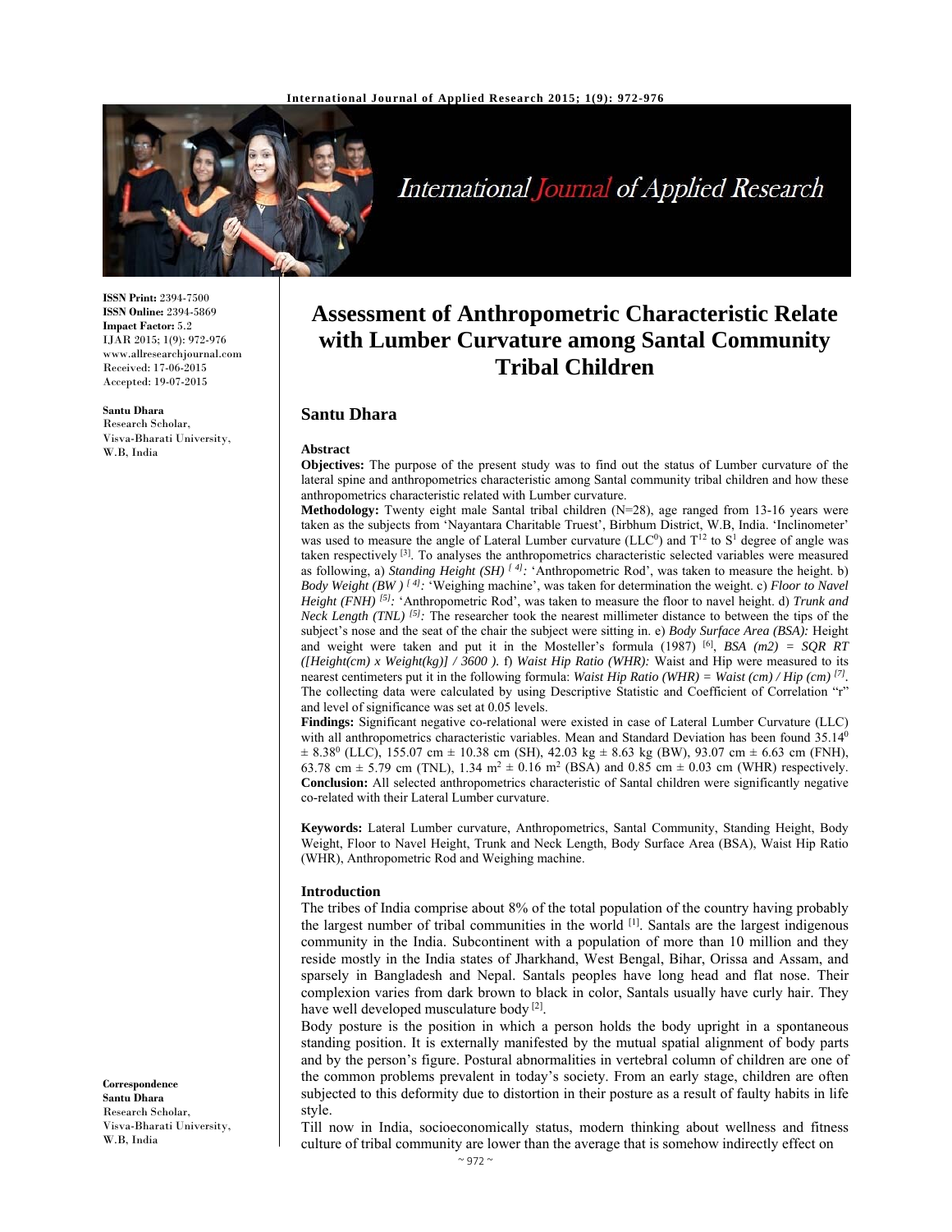**ISSN Print:** 2394-7500
**ISSN Online:** 2394-5869
**Impact Factor:** 5.2
IJAR 2015; 1(9): 972-976
www.allresearchjournal.com
Received: 17-06-2015
Accepted: 19-07-2015

**Santu Dhara**
Research Scholar,
Visva-Bharati University,
W.B, India

# Assessment of Anthropometric Characteristic Relate with Lumber Curvature among Santal Community Tribal Children

## Santu Dhara

### Abstract

**Objectives:** The purpose of the present study was to find out the status of Lumber curvature of the lateral spine and anthropometrics characteristic among Santal community tribal children and how these anthropometrics characteristic related with Lumber curvature.

**Methodology:** Twenty eight male Santal tribal children (N=28), age ranged from 13-16 years were taken as the subjects from 'Nayantara Charitable Truest', Birbhum District, W.B, India. 'Inclinometer' was used to measure the angle of Lateral Lumber curvature ($LLC^0$) and $T^{12}$ to $S^1$ degree of angle was taken respectively [3]. To analyses the anthropometrics characteristic selected variables were measured as following, a) *Standing Height (SH)* [4]*:* 'Anthropometric Rod', was taken to measure the height. b) *Body Weight (BW)* [4]*:* 'Weighing machine', was taken for determination the weight. c) *Floor to Navel Height (FNH)* [5]*:* 'Anthropometric Rod', was taken to measure the floor to navel height. d) *Trunk and Neck Length (TNL)* [5]*:* The researcher took the nearest millimeter distance to between the tips of the subject's nose and the seat of the chair the subject were sitting in. e) *Body Surface Area (BSA):* Height and weight were taken and put it in the Mosteller's formula (1987) [6], *BSA (m2) = SQR RT ([Height(cm) x Weight(kg)] / 3600 ).* f) *Waist Hip Ratio (WHR):* Waist and Hip were measured to its nearest centimeters put it in the following formula: *Waist Hip Ratio (WHR) = Waist (cm) / Hip (cm)* [7]. The collecting data were calculated by using Descriptive Statistic and Coefficient of Correlation "r" and level of significance was set at 0.05 levels.

**Findings:** Significant negative co-relational were existed in case of Lateral Lumber Curvature (LLC) with all anthropometrics characteristic variables. Mean and Standard Deviation has been found $35.14^0 \pm 8.38^0$ (LLC), 155.07 cm ± 10.38 cm (SH), 42.03 kg ± 8.63 kg (BW), 93.07 cm ± 6.63 cm (FNH), 63.78 cm ± 5.79 cm (TNL), 1.34 $m^2$ ± 0.16 $m^2$ (BSA) and 0.85 cm ± 0.03 cm (WHR) respectively.

**Conclusion:** All selected anthropometrics characteristic of Santal children were significantly negative co-related with their Lateral Lumber curvature.

**Keywords:** Lateral Lumber curvature, Anthropometrics, Santal Community, Standing Height, Body Weight, Floor to Navel Height, Trunk and Neck Length, Body Surface Area (BSA), Waist Hip Ratio (WHR), Anthropometric Rod and Weighing machine.

### Introduction

The tribes of India comprise about 8% of the total population of the country having probably the largest number of tribal communities in the world [1]. Santals are the largest indigenous community in the India. Subcontinent with a population of more than 10 million and they reside mostly in the India states of Jharkhand, West Bengal, Bihar, Orissa and Assam, and sparsely in Bangladesh and Nepal. Santals peoples have long head and flat nose. Their complexion varies from dark brown to black in color, Santals usually have curly hair. They have well developed musculature body [2].

Body posture is the position in which a person holds the body upright in a spontaneous standing position. It is externally manifested by the mutual spatial alignment of body parts and by the person's figure. Postural abnormalities in vertebral column of children are one of the common problems prevalent in today's society. From an early stage, children are often subjected to this deformity due to distortion in their posture as a result of faulty habits in life style.

Till now in India, socioeconomically status, modern thinking about wellness and fitness culture of tribal community are lower than the average that is somehow indirectly effect on

**Correspondence**
**Santu Dhara**
Research Scholar,
Visva-Bharati University,
W.B, India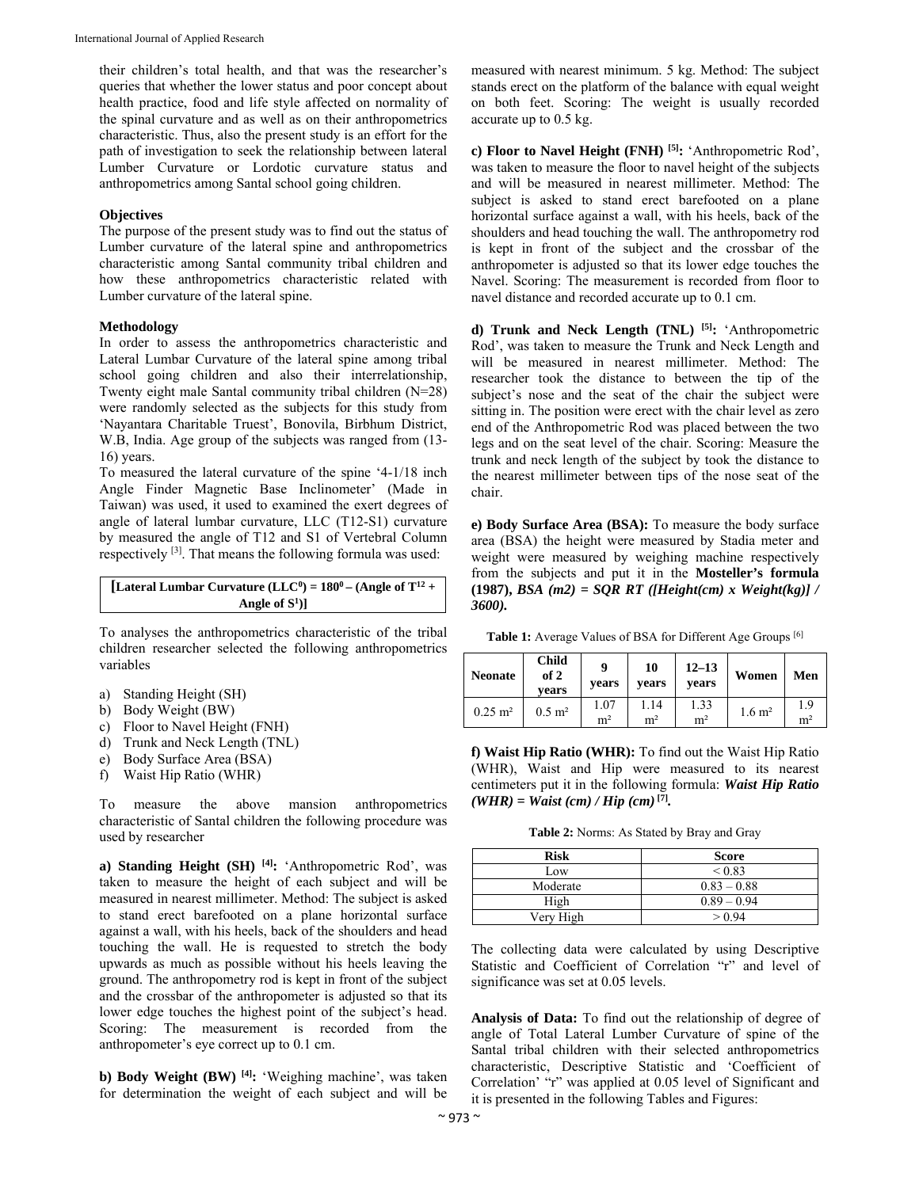their children's total health, and that was the researcher's queries that whether the lower status and poor concept about health practice, food and life style affected on normality of the spinal curvature and as well as on their anthropometrics characteristic. Thus, also the present study is an effort for the path of investigation to seek the relationship between lateral Lumber Curvature or Lordotic curvature status and anthropometrics among Santal school going children.

### Objectives

The purpose of the present study was to find out the status of Lumber curvature of the lateral spine and anthropometrics characteristic among Santal community tribal children and how these anthropometrics characteristic related with Lumber curvature of the lateral spine.

### Methodology

In order to assess the anthropometrics characteristic and Lateral Lumbar Curvature of the lateral spine among tribal school going children and also their interrelationship, Twenty eight male Santal community tribal children (N=28) were randomly selected as the subjects for this study from 'Nayantara Charitable Truest', Bonovila, Birbhum District, W.B, India. Age group of the subjects was ranged from (13-16) years.

To measured the lateral curvature of the spine '4-1/18 inch Angle Finder Magnetic Base Inclinometer' (Made in Taiwan) was used, it used to examined the exert degrees of angle of lateral lumbar curvature, LLC (T12-S1) curvature by measured the angle of T12 and S1 of Vertebral Column respectively [3]. That means the following formula was used:

**[Lateral Lumbar Curvature ($LLC^0$) = $180^0$ – (Angle of $T^{12}$ + Angle of $S^1$)]**

To analyses the anthropometrics characteristic of the tribal children researcher selected the following anthropometrics variables

a) Standing Height (SH)
b) Body Weight (BW)
c) Floor to Navel Height (FNH)
d) Trunk and Neck Length (TNL)
e) Body Surface Area (BSA)
f) Waist Hip Ratio (WHR)

To measure the above mansion anthropometrics characteristic of Santal children the following procedure was used by researcher

**a) Standing Height (SH) [4]:** 'Anthropometric Rod', was taken to measure the height of each subject and will be measured in nearest millimeter. Method: The subject is asked to stand erect barefooted on a plane horizontal surface against a wall, with his heels, back of the shoulders and head touching the wall. He is requested to stretch the body upwards as much as possible without his heels leaving the ground. The anthropometry rod is kept in front of the subject and the crossbar of the anthropometer is adjusted so that its lower edge touches the highest point of the subject's head. Scoring: The measurement is recorded from the anthropometer's eye correct up to 0.1 cm.

**b) Body Weight (BW) [4]:** 'Weighing machine', was taken for determination the weight of each subject and will be measured with nearest minimum. 5 kg. Method: The subject stands erect on the platform of the balance with equal weight on both feet. Scoring: The weight is usually recorded accurate up to 0.5 kg.

**c) Floor to Navel Height (FNH) [5]:** 'Anthropometric Rod', was taken to measure the floor to navel height of the subjects and will be measured in nearest millimeter. Method: The subject is asked to stand erect barefooted on a plane horizontal surface against a wall, with his heels, back of the shoulders and head touching the wall. The anthropometry rod is kept in front of the subject and the crossbar of the anthropometer is adjusted so that its lower edge touches the Navel. Scoring: The measurement is recorded from floor to navel distance and recorded accurate up to 0.1 cm.

**d) Trunk and Neck Length (TNL) [5]:** 'Anthropometric Rod', was taken to measure the Trunk and Neck Length and will be measured in nearest millimeter. Method: The researcher took the distance to between the tip of the subject's nose and the seat of the chair the subject were sitting in. The position were erect with the chair level as zero end of the Anthropometric Rod was placed between the two legs and on the seat level of the chair. Scoring: Measure the trunk and neck length of the subject by took the distance to the nearest millimeter between tips of the nose seat of the chair.

**e) Body Surface Area (BSA):** To measure the body surface area (BSA) the height were measured by Stadia meter and weight were measured by weighing machine respectively from the subjects and put it in the **Mosteller's formula (1987),** ***BSA (m2) = SQR RT ([Height(cm) x Weight(kg)] / 3600).***

**Table 1:** Average Values of BSA for Different Age Groups [6]

| Neonate | Child of 2 years | 9 years | 10 years | 12–13 years | Women | Men |
|---|---|---|---|---|---|---|
| 0.25 $m^2$ | 0.5 $m^2$ | 1.07 $m^2$ | 1.14 $m^2$ | 1.33 $m^2$ | 1.6 $m^2$ | 1.9 $m^2$ |

**f) Waist Hip Ratio (WHR):** To find out the Waist Hip Ratio (WHR), Waist and Hip were measured to its nearest centimeters put it in the following formula: ***Waist Hip Ratio (WHR) = Waist (cm) / Hip (cm)*** **[7].**

**Table 2:** Norms: As Stated by Bray and Gray

| Risk | Score |
|---|---|
| Low | < 0.83 |
| Moderate | 0.83 – 0.88 |
| High | 0.89 – 0.94 |
| Very High | > 0.94 |

The collecting data were calculated by using Descriptive Statistic and Coefficient of Correlation "r" and level of significance was set at 0.05 levels.

**Analysis of Data:** To find out the relationship of degree of angle of Total Lateral Lumber Curvature of spine of the Santal tribal children with their selected anthropometrics characteristic, Descriptive Statistic and 'Coefficient of Correlation' "r" was applied at 0.05 level of Significant and it is presented in the following Tables and Figures: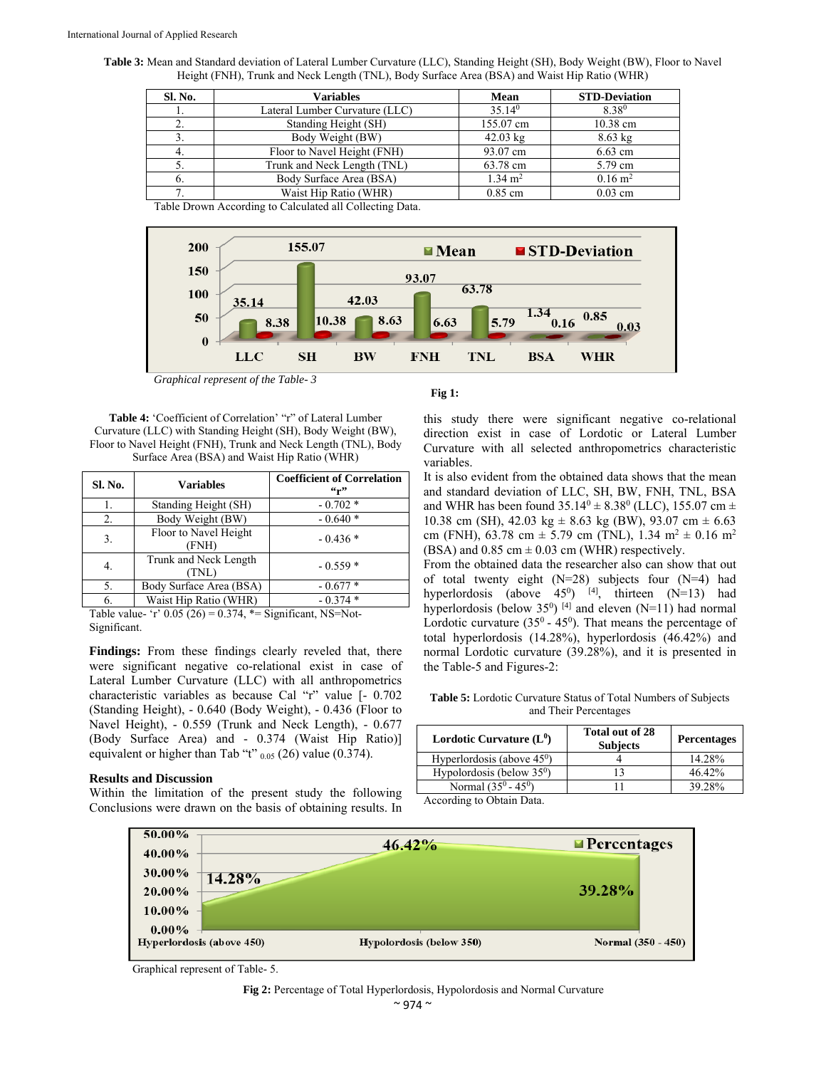**Table 3:** Mean and Standard deviation of Lateral Lumber Curvature (LLC), Standing Height (SH), Body Weight (BW), Floor to Navel Height (FNH), Trunk and Neck Length (TNL), Body Surface Area (BSA) and Waist Hip Ratio (WHR)

| Sl. No. | Variables | Mean | STD-Deviation |
|---|---|---|---|
| 1. | Lateral Lumber Curvature (LLC) | $35.14^0$ | $8.38^0$ |
| 2. | Standing Height (SH) | 155.07 cm | 10.38 cm |
| 3. | Body Weight (BW) | 42.03 kg | 8.63 kg |
| 4. | Floor to Navel Height (FNH) | 93.07 cm | 6.63 cm |
| 5. | Trunk and Neck Length (TNL) | 63.78 cm | 5.79 cm |
| 6. | Body Surface Area (BSA) | 1.34 $m^2$ | 0.16 $m^2$ |
| 7. | Waist Hip Ratio (WHR) | 0.85 cm | 0.03 cm |

Table Drawn According to Calculated all Collecting Data.

*Graphical represent of the Table- 3*

**Fig 1:**

**Table 4:** 'Coefficient of Correlation' "r" of Lateral Lumber Curvature (LLC) with Standing Height (SH), Body Weight (BW), Floor to Navel Height (FNH), Trunk and Neck Length (TNL), Body Surface Area (BSA) and Waist Hip Ratio (WHR)

| Sl. No. | Variables | Coefficient of Correlation "r" |
|---|---|---|
| 1. | Standing Height (SH) | - 0.702 * |
| 2. | Body Weight (BW) | - 0.640 * |
| 3. | Floor to Navel Height (FNH) | - 0.436 * |
| 4. | Trunk and Neck Length (TNL) | - 0.559 * |
| 5. | Body Surface Area (BSA) | - 0.677 * |
| 6. | Waist Hip Ratio (WHR) | - 0.374 * |

Table value- 'r' 0.05 (26) = 0.374, *= Significant, NS=Not-Significant.

**Findings:** From these findings clearly reveled that, there were significant negative co-relational exist in case of Lateral Lumber Curvature (LLC) with all anthropometrics characteristic variables as because Cal "r" value [- 0.702 (Standing Height), - 0.640 (Body Weight), - 0.436 (Floor to Navel Height), - 0.559 (Trunk and Neck Length), - 0.677 (Body Surface Area) and - 0.374 (Waist Hip Ratio)] equivalent or higher than Tab "t" $_{0.05}$ (26) value (0.374).

### Results and Discussion

Within the limitation of the present study the following Conclusions were drawn on the basis of obtaining results. In this study there were significant negative co-relational direction exist in case of Lordotic or Lateral Lumber Curvature with all selected anthropometrics characteristic variables.

It is also evident from the obtained data shows that the mean and standard deviation of LLC, SH, BW, FNH, TNL, BSA and WHR has been found $35.14^0 \pm 8.38^0$ (LLC), 155.07 cm ± 10.38 cm (SH), 42.03 kg ± 8.63 kg (BW), 93.07 cm ± 6.63 cm (FNH), 63.78 cm ± 5.79 cm (TNL), 1.34 $m^2$ ± 0.16 $m^2$ (BSA) and 0.85 cm ± 0.03 cm (WHR) respectively.

From the obtained data the researcher also can show that out of total twenty eight (N=28) subjects four (N=4) had hyperlordosis (above $45^0$) [4], thirteen (N=13) had hyperlordosis (below $35^0$) [4] and eleven (N=11) had normal Lordotic curvature ($35^0$ - $45^0$). That means the percentage of total hyperlordosis (14.28%), hyperlordosis (46.42%) and normal Lordotic curvature (39.28%), and it is presented in the Table-5 and Figures-2:

**Table 5:** Lordotic Curvature Status of Total Numbers of Subjects and Their Percentages

| Lordotic Curvature ($L^0$) | Total out of 28 Subjects | Percentages |
|---|---|---|
| Hyperlordosis (above $45^0$) | 4 | 14.28% |
| Hypolordosis (below $35^0$) | 13 | 46.42% |
| Normal ($35^0$ - $45^0$) | 11 | 39.28% |

According to Obtain Data.

Graphical represent of Table- 5.

**Fig 2:** Percentage of Total Hyperlordosis, Hypolordosis and Normal Curvature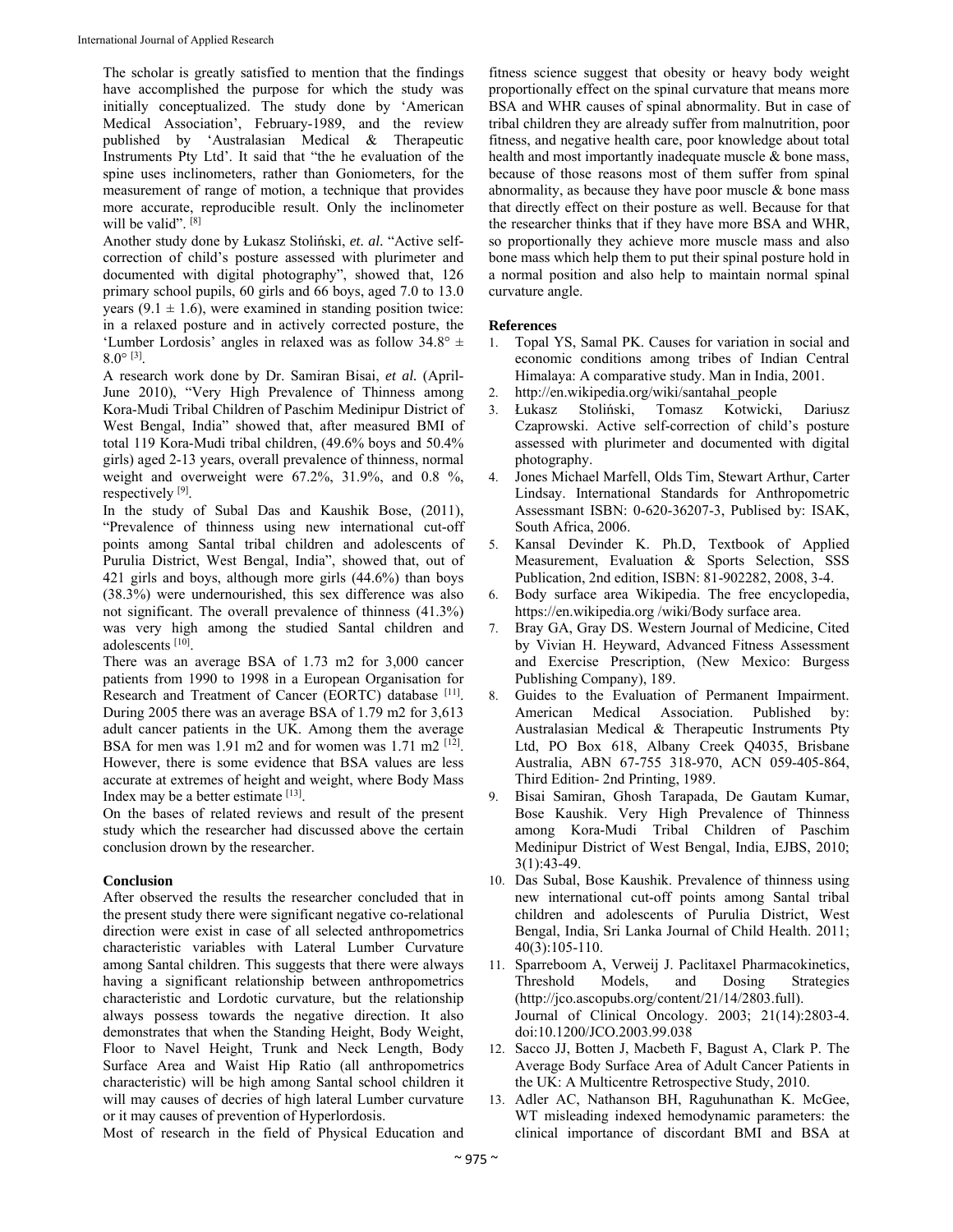The scholar is greatly satisfied to mention that the findings have accomplished the purpose for which the study was initially conceptualized. The study done by 'American Medical Association', February-1989, and the review published by 'Australasian Medical & Therapeutic Instruments Pty Ltd'. It said that "the he evaluation of the spine uses inclinometers, rather than Goniometers, for the measurement of range of motion, a technique that provides more accurate, reproducible result. Only the inclinometer will be valid". [8]

Another study done by Łukasz Stoliński, *et. al.* "Active self-correction of child's posture assessed with plurimeter and documented with digital photography", showed that, 126 primary school pupils, 60 girls and 66 boys, aged 7.0 to 13.0 years (9.1 ± 1.6), were examined in standing position twice: in a relaxed posture and in actively corrected posture, the 'Lumber Lordosis' angles in relaxed was as follow 34.8° ± 8.0° [3].

A research work done by Dr. Samiran Bisai, *et al.* (April-June 2010), "Very High Prevalence of Thinness among Kora-Mudi Tribal Children of Paschim Medinipur District of West Bengal, India" showed that, after measured BMI of total 119 Kora-Mudi tribal children, (49.6% boys and 50.4% girls) aged 2-13 years, overall prevalence of thinness, normal weight and overweight were 67.2%, 31.9%, and 0.8 %, respectively [9].

In the study of Subal Das and Kaushik Bose, (2011), "Prevalence of thinness using new international cut-off points among Santal tribal children and adolescents of Purulia District, West Bengal, India", showed that, out of 421 girls and boys, although more girls (44.6%) than boys (38.3%) were undernourished, this sex difference was also not significant. The overall prevalence of thinness (41.3%) was very high among the studied Santal children and adolescents [10].

There was an average BSA of 1.73 m2 for 3,000 cancer patients from 1990 to 1998 in a European Organisation for Research and Treatment of Cancer (EORTC) database [11]. During 2005 there was an average BSA of 1.79 m2 for 3,613 adult cancer patients in the UK. Among them the average BSA for men was 1.91 m2 and for women was 1.71 m2 [12]. However, there is some evidence that BSA values are less accurate at extremes of height and weight, where Body Mass Index may be a better estimate [13].

On the bases of related reviews and result of the present study which the researcher had discussed above the certain conclusion drown by the researcher.

## Conclusion

After observed the results the researcher concluded that in the present study there were significant negative co-relational direction were exist in case of all selected anthropometrics characteristic variables with Lateral Lumber Curvature among Santal children. This suggests that there were always having a significant relationship between anthropometrics characteristic and Lordotic curvature, but the relationship always possess towards the negative direction. It also demonstrates that when the Standing Height, Body Weight, Floor to Navel Height, Trunk and Neck Length, Body Surface Area and Waist Hip Ratio (all anthropometrics characteristic) will be high among Santal school children it will may causes of decries of high lateral Lumber curvature or it may causes of prevention of Hyperlordosis.

Most of research in the field of Physical Education and fitness science suggest that obesity or heavy body weight proportionally effect on the spinal curvature that means more BSA and WHR causes of spinal abnormality. But in case of tribal children they are already suffer from malnutrition, poor fitness, and negative health care, poor knowledge about total health and most importantly inadequate muscle & bone mass, because of those reasons most of them suffer from spinal abnormality, as because they have poor muscle & bone mass that directly effect on their posture as well. Because for that the researcher thinks that if they have more BSA and WHR, so proportionally they achieve more muscle mass and also bone mass which help them to put their spinal posture hold in a normal position and also help to maintain normal spinal curvature angle.

## References

1. Topal YS, Samal PK. Causes for variation in social and economic conditions among tribes of Indian Central Himalaya: A comparative study. Man in India, 2001.
2. http://en.wikipedia.org/wiki/santahal_people
3. Łukasz Stoliński, Tomasz Kotwicki, Dariusz Czaprowski. Active self-correction of child's posture assessed with plurimeter and documented with digital photography.
4. Jones Michael Marfell, Olds Tim, Stewart Arthur, Carter Lindsay. International Standards for Anthropometric Assessmant ISBN: 0-620-36207-3, Publised by: ISAK, South Africa, 2006.
5. Kansal Devinder K. Ph.D, Textbook of Applied Measurement, Evaluation & Sports Selection, SSS Publication, 2nd edition, ISBN: 81-902282, 2008, 3-4.
6. Body surface area Wikipedia. The free encyclopedia, https://en.wikipedia.org /wiki/Body surface area.
7. Bray GA, Gray DS. Western Journal of Medicine, Cited by Vivian H. Heyward, Advanced Fitness Assessment and Exercise Prescription, (New Mexico: Burgess Publishing Company), 189.
8. Guides to the Evaluation of Permanent Impairment. American Medical Association. Published by: Australasian Medical & Therapeutic Instruments Pty Ltd, PO Box 618, Albany Creek Q4035, Brisbane Australia, ABN 67-755 318-970, ACN 059-405-864, Third Edition- 2nd Printing, 1989.
9. Bisai Samiran, Ghosh Tarapada, De Gautam Kumar, Bose Kaushik. Very High Prevalence of Thinness among Kora-Mudi Tribal Children of Paschim Medinipur District of West Bengal, India, EJBS, 2010; 3(1):43-49.
10. Das Subal, Bose Kaushik. Prevalence of thinness using new international cut-off points among Santal tribal children and adolescents of Purulia District, West Bengal, India, Sri Lanka Journal of Child Health. 2011; 40(3):105-110.
11. Sparreboom A, Verweij J. Paclitaxel Pharmacokinetics, Threshold Models, and Dosing Strategies (http://jco.ascopubs.org/content/21/14/2803.full). Journal of Clinical Oncology. 2003; 21(14):2803-4. doi:10.1200/JCO.2003.99.038
12. Sacco JJ, Botten J, Macbeth F, Bagust A, Clark P. The Average Body Surface Area of Adult Cancer Patients in the UK: A Multicentre Retrospective Study, 2010.
13. Adler AC, Nathanson BH, Raguhunathan K. McGee, WT misleading indexed hemodynamic parameters: the clinical importance of discordant BMI and BSA at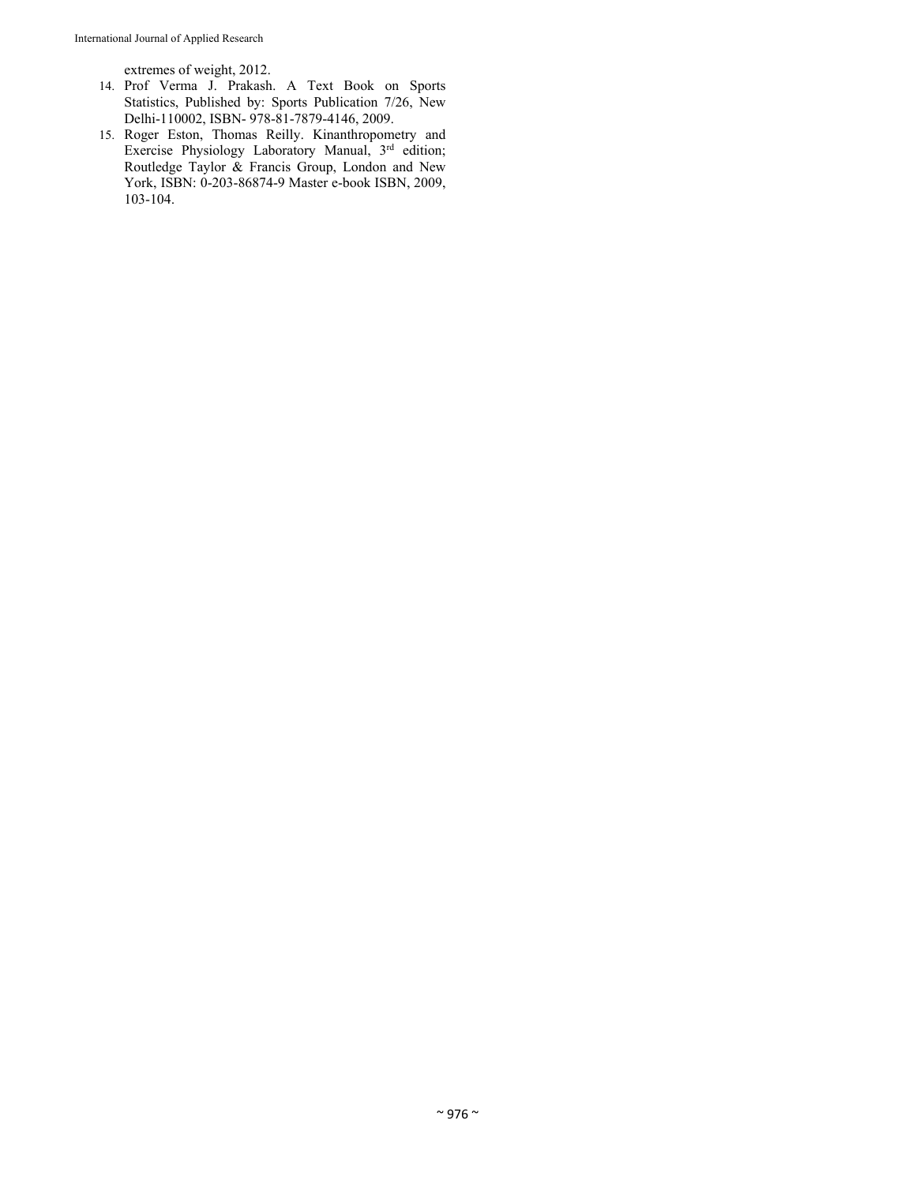extremes of weight, 2012.

14. Prof Verma J. Prakash. A Text Book on Sports Statistics, Published by: Sports Publication 7/26, New Delhi-110002, ISBN- 978-81-7879-4146, 2009.
15. Roger Eston, Thomas Reilly. Kinanthropometry and Exercise Physiology Laboratory Manual, 3rd edition; Routledge Taylor & Francis Group, London and New York, ISBN: 0-203-86874-9 Master e-book ISBN, 2009, 103-104.